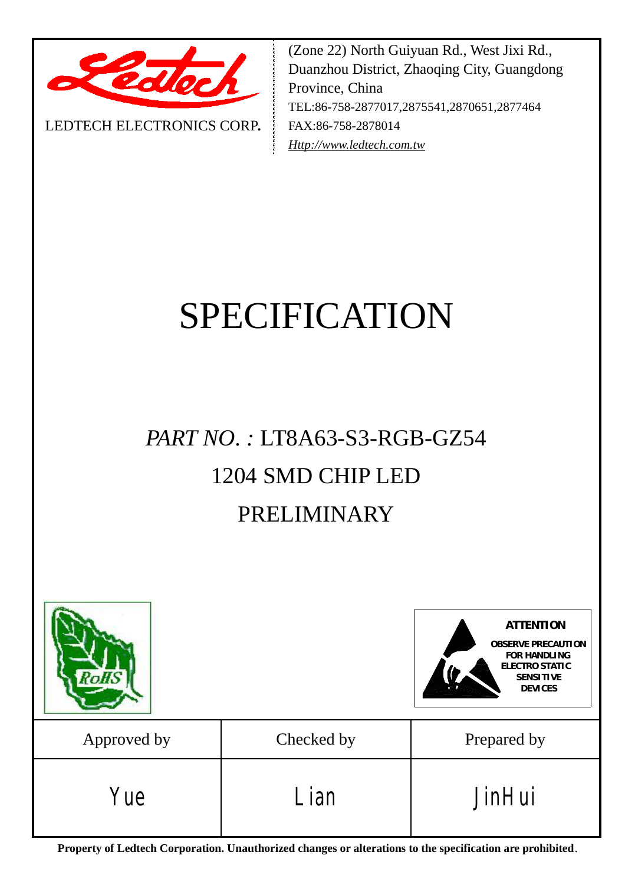LEDTECH ELECTRONICS CORP.

(Zone 22) North Guiyuan Rd., West Jixi Rd., Duanzhou District, Zhaoqing City, Guangdong Province, China
TEL:86-758-2877017,2875541,2870651,2877464
FAX:86-758-2878014
*Http://www.ledtech.com.tw*

# SPECIFICATION

## *PART NO. :* LT8A63-S3-RGB-GZ54

## 1204 SMD CHIP LED

## PRELIMINARY

**ATTENTION**
**OBSERVE PRECAUTION FOR HANDLING ELECTRO STATIC SENSITIVE DEVICES**

| Approved by | Checked by | Prepared by |
|---|---|---|
| Yue | Lian | JinHui |

**Property of Ledtech Corporation. Unauthorized changes or alterations to the specification are prohibited**.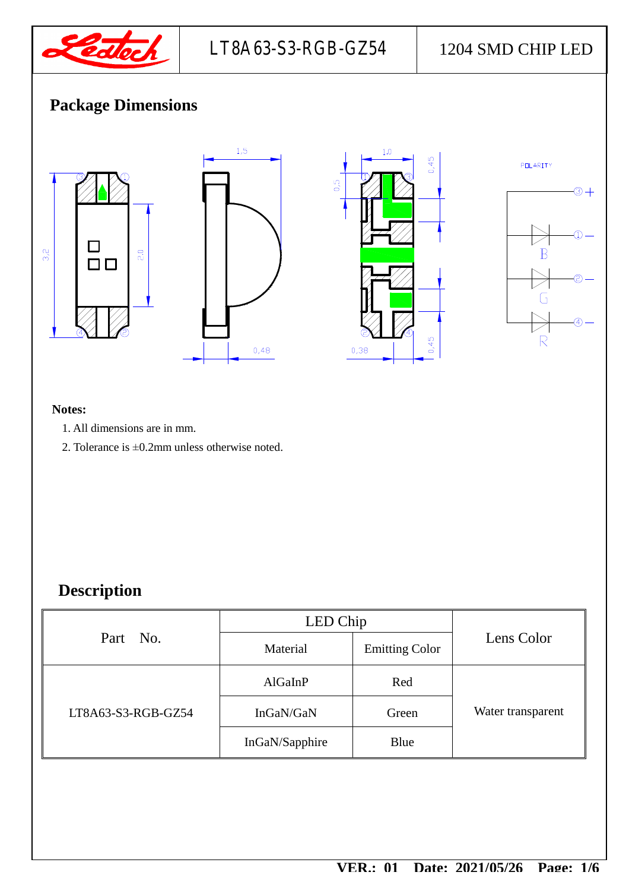LT8A63-S3-RGB-GZ54 | 1204 SMD CHIP LED

## Package Dimensions

**Notes:**

1. All dimensions are in mm.
2. Tolerance is ±0.2mm unless otherwise noted.

## Description

| Part No. | LED Chip | | Lens Color |
|---|---|---|---|
| | Material | Emitting Color | |
| LT8A63-S3-RGB-GZ54 | AlGaInP | Red | Water transparent |
| | InGaN/GaN | Green | |
| | InGaN/Sapphire | Blue | |

VER.: 01 Date: 2021/05/26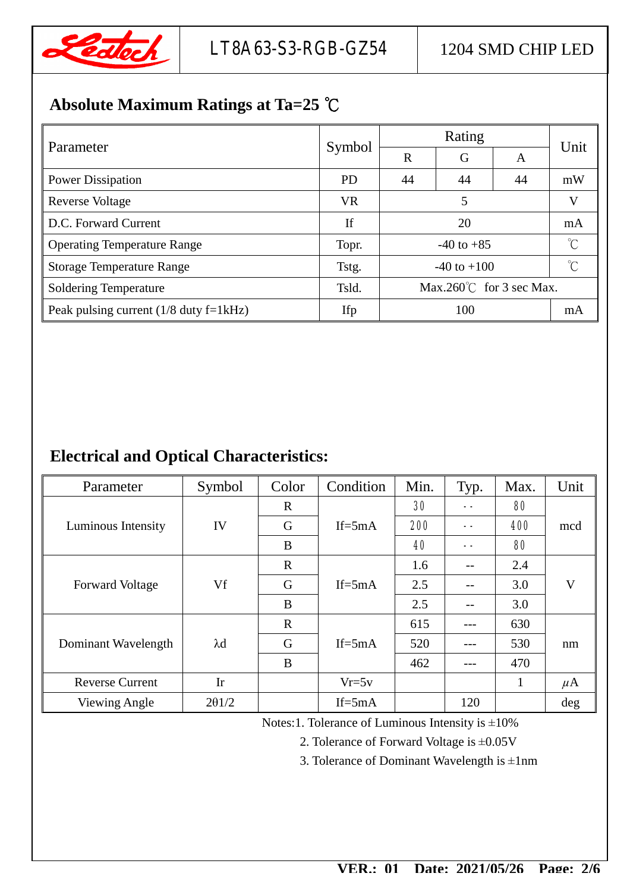## Absolute Maximum Ratings at Ta=25 ℃

| Parameter | Symbol | Rating | | | Unit |
|---|---|---|---|---|---|
| | | R | G | A | |
| Power Dissipation | PD | 44 | 44 | 44 | mW |
| Reverse Voltage | VR | 5 | | | V |
| D.C. Forward Current | If | 20 | | | mA |
| Operating Temperature Range | Topr. | -40 to +85 | | | ℃ |
| Storage Temperature Range | Tstg. | -40 to +100 | | | ℃ |
| Soldering Temperature | Tsld. | Max.260℃ for 3 sec Max. | | | |
| Peak pulsing current (1/8 duty f=1kHz) | Ifp | 100 | | | mA |

## Electrical and Optical Characteristics:

| Parameter | Symbol | Color | Condition | Min. | Typ. | Max. | Unit |
|---|---|---|---|---|---|---|---|
| Luminous Intensity | IV | R | If=5mA | 30 | -- | 80 | mcd |
| | | G | | 200 | -- | 400 | |
| | | B | | 40 | -- | 80 | |
| Forward Voltage | Vf | R | If=5mA | 1.6 | -- | 2.4 | V |
| | | G | | 2.5 | -- | 3.0 | |
| | | B | | 2.5 | -- | 3.0 | |
| Dominant Wavelength | λd | R | If=5mA | 615 | --- | 630 | nm |
| | | G | | 520 | --- | 530 | |
| | | B | | 462 | --- | 470 | |
| Reverse Current | Ir | | Vr=5v | | | 1 | μA |
| Viewing Angle | 2θ1/2 | | If=5mA | | 120 | | deg |

Notes:1. Tolerance of Luminous Intensity is ±10%

2. Tolerance of Forward Voltage is ±0.05V

3. Tolerance of Dominant Wavelength is ±1nm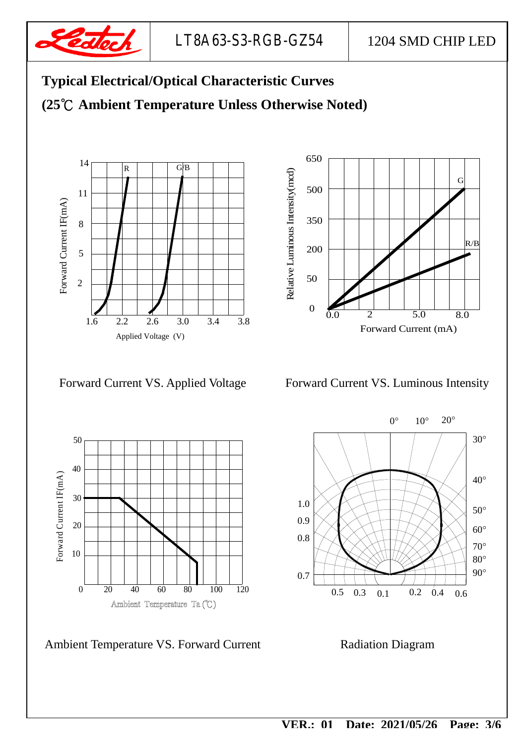# Typical Electrical/Optical Characteristic Curves

## (25℃ Ambient Temperature Unless Otherwise Noted)

Forward Current VS. Applied Voltage

Forward Current VS. Luminous Intensity

Ambient Temperature VS. Forward Current

Radiation Diagram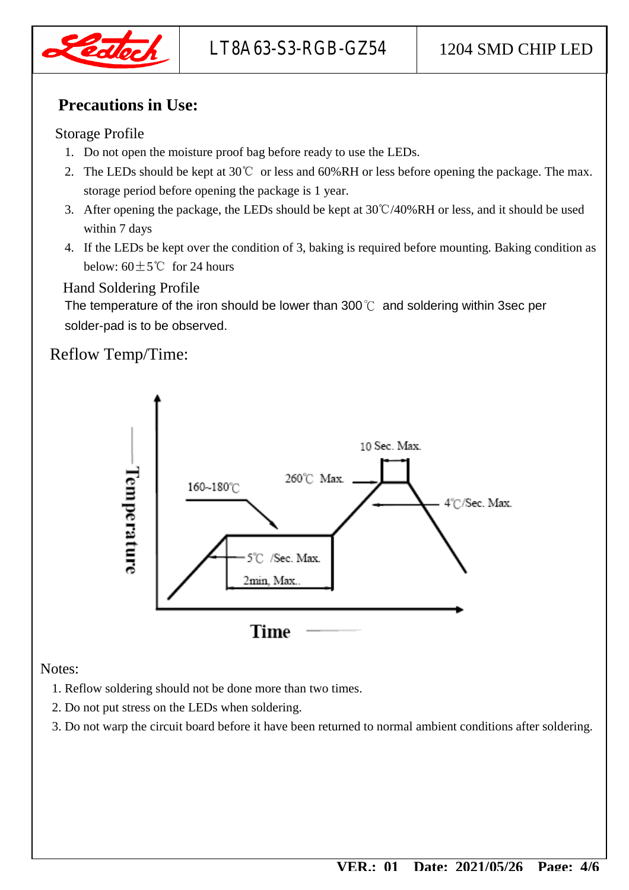## Precautions in Use:

Storage Profile

1. Do not open the moisture proof bag before ready to use the LEDs.
2. The LEDs should be kept at 30℃ or less and 60%RH or less before opening the package. The max. storage period before opening the package is 1 year.
3. After opening the package, the LEDs should be kept at 30℃/40%RH or less, and it should be used within 7 days
4. If the LEDs be kept over the condition of 3, baking is required before mounting. Baking condition as below: 60±5℃ for 24 hours

Hand Soldering Profile

The temperature of the iron should be lower than 300℃ and soldering within 3sec per solder-pad is to be observed.

Reflow Temp/Time:

Temperature

160~180℃

260℃ Max.

10 Sec. Max.

4℃/Sec. Max.

5℃ /Sec. Max.

2min, Max..

Time

Notes:

1. Reflow soldering should not be done more than two times.
2. Do not put stress on the LEDs when soldering.
3. Do not warp the circuit board before it have been returned to normal ambient conditions after soldering.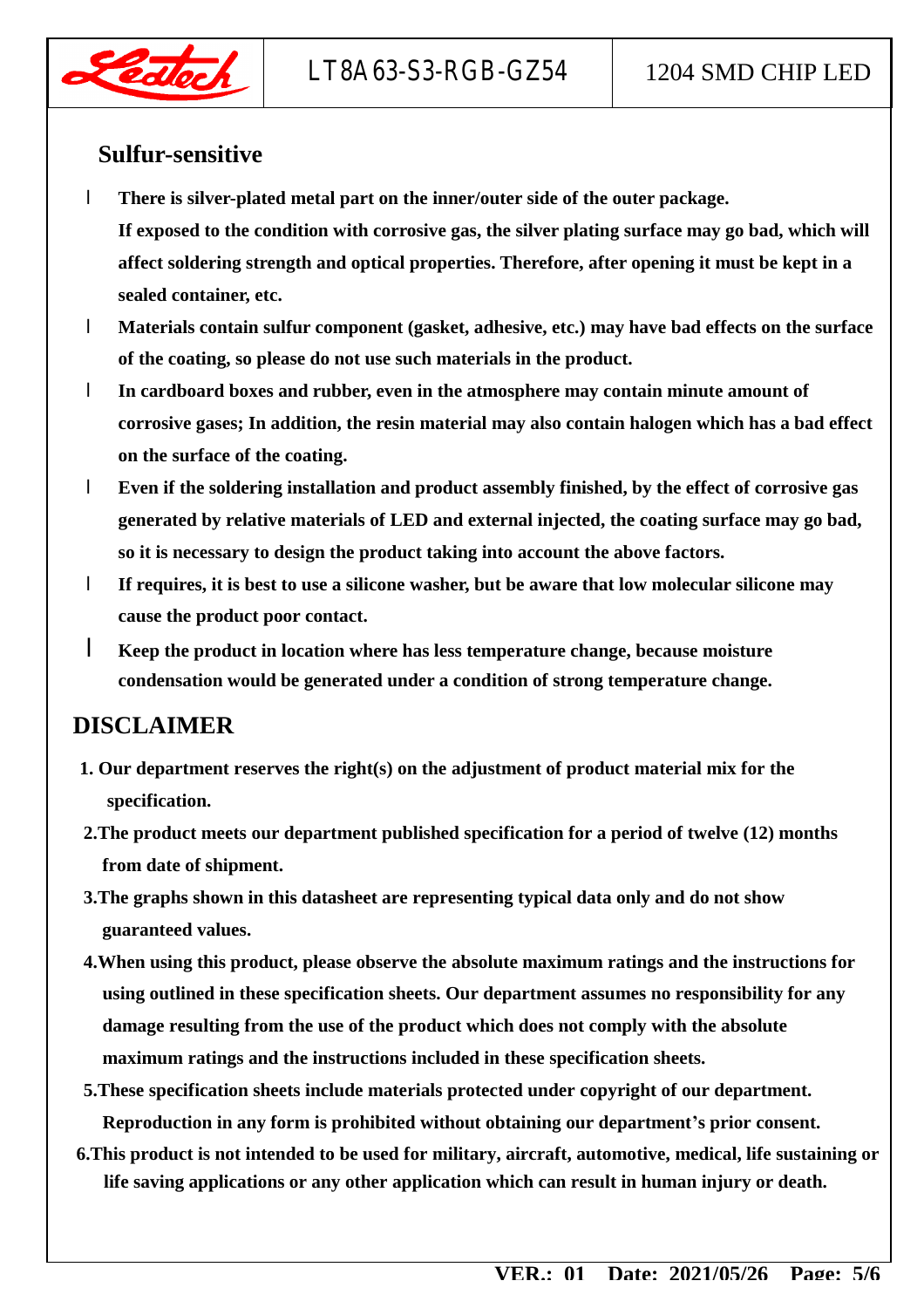## Sulfur-sensitive

- **There is silver-plated metal part on the inner/outer side of the outer package. If exposed to the condition with corrosive gas, the silver plating surface may go bad, which will affect soldering strength and optical properties. Therefore, after opening it must be kept in a sealed container, etc.**
- **Materials contain sulfur component (gasket, adhesive, etc.) may have bad effects on the surface of the coating, so please do not use such materials in the product.**
- **In cardboard boxes and rubber, even in the atmosphere may contain minute amount of corrosive gases; In addition, the resin material may also contain halogen which has a bad effect on the surface of the coating.**
- **Even if the soldering installation and product assembly finished, by the effect of corrosive gas generated by relative materials of LED and external injected, the coating surface may go bad, so it is necessary to design the product taking into account the above factors.**
- **If requires, it is best to use a silicone washer, but be aware that low molecular silicone may cause the product poor contact.**
- **Keep the product in location where has less temperature change, because moisture condensation would be generated under a condition of strong temperature change.**

## DISCLAIMER

1. **Our department reserves the right(s) on the adjustment of product material mix for the specification.**
2. **The product meets our department published specification for a period of twelve (12) months from date of shipment.**
3. **The graphs shown in this datasheet are representing typical data only and do not show guaranteed values.**
4. **When using this product, please observe the absolute maximum ratings and the instructions for using outlined in these specification sheets. Our department assumes no responsibility for any damage resulting from the use of the product which does not comply with the absolute maximum ratings and the instructions included in these specification sheets.**
5. **These specification sheets include materials protected under copyright of our department. Reproduction in any form is prohibited without obtaining our department's prior consent.**
6. **This product is not intended to be used for military, aircraft, automotive, medical, life sustaining or life saving applications or any other application which can result in human injury or death.**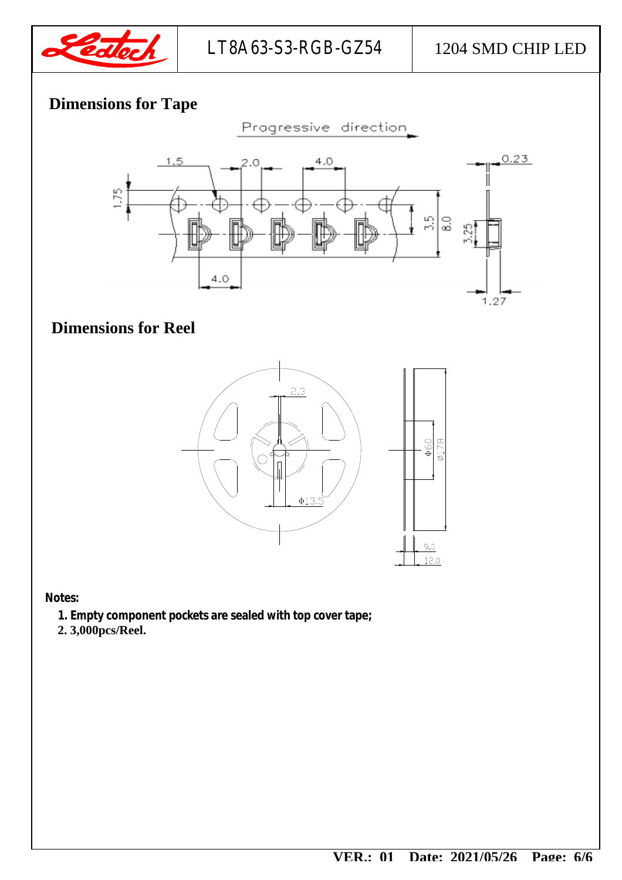## Dimensions for Tape

Progressive direction

1.5
2.0
4.0
0.23
1.75
3.5
8.0
3.25
4.0
1.27

## Dimensions for Reel

2.3
ϕ13.5
ϕ60
ϕ178
9.0
12.0

**Notes:**

1. **Empty component pockets are sealed with top cover tape;**
2. **3,000pcs/Reel.**